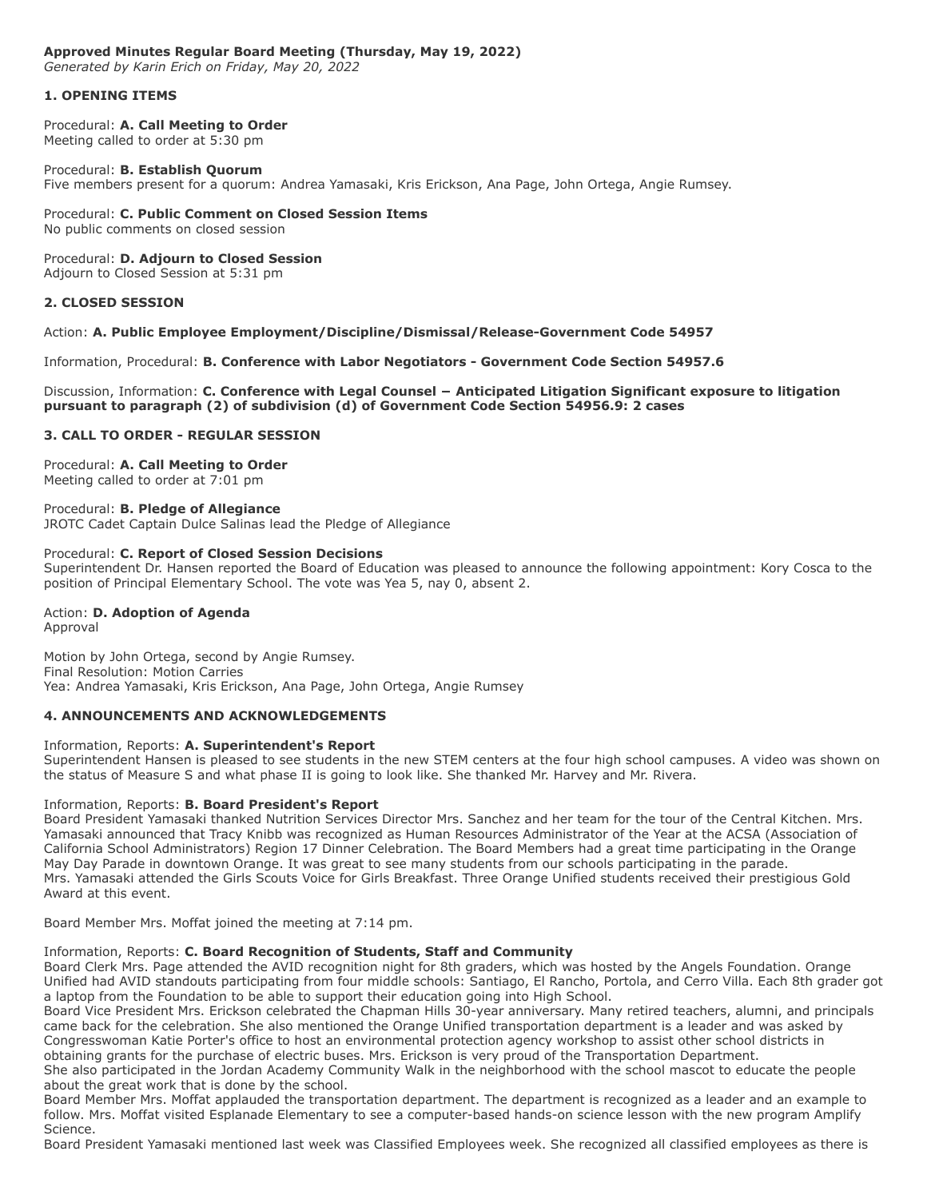**Approved Minutes Regular Board Meeting (Thursday, May 19, 2022)**
*Generated by Karin Erich on Friday, May 20, 2022*

## 1. OPENING ITEMS

Procedural: **A. Call Meeting to Order**
Meeting called to order at 5:30 pm

Procedural: **B. Establish Quorum**
Five members present for a quorum: Andrea Yamasaki, Kris Erickson, Ana Page, John Ortega, Angie Rumsey.

Procedural: **C. Public Comment on Closed Session Items**
No public comments on closed session

Procedural: **D. Adjourn to Closed Session**
Adjourn to Closed Session at 5:31 pm

## 2. CLOSED SESSION

Action: **A. Public Employee Employment/Discipline/Dismissal/Release-Government Code 54957**

Information, Procedural: **B. Conference with Labor Negotiators - Government Code Section 54957.6**

Discussion, Information: **C. Conference with Legal Counsel – Anticipated Litigation Significant exposure to litigation pursuant to paragraph (2) of subdivision (d) of Government Code Section 54956.9: 2 cases**

## 3. CALL TO ORDER - REGULAR SESSION

Procedural: **A. Call Meeting to Order**
Meeting called to order at 7:01 pm

Procedural: **B. Pledge of Allegiance**
JROTC Cadet Captain Dulce Salinas lead the Pledge of Allegiance

Procedural: **C. Report of Closed Session Decisions**
Superintendent Dr. Hansen reported the Board of Education was pleased to announce the following appointment: Kory Cosca to the position of Principal Elementary School. The vote was Yea 5, nay 0, absent 2.

Action: **D. Adoption of Agenda**
Approval

Motion by John Ortega, second by Angie Rumsey.
Final Resolution: Motion Carries
Yea: Andrea Yamasaki, Kris Erickson, Ana Page, John Ortega, Angie Rumsey

## 4. ANNOUNCEMENTS AND ACKNOWLEDGEMENTS

Information, Reports: **A. Superintendent's Report**
Superintendent Hansen is pleased to see students in the new STEM centers at the four high school campuses. A video was shown on the status of Measure S and what phase II is going to look like. She thanked Mr. Harvey and Mr. Rivera.

Information, Reports: **B. Board President's Report**
Board President Yamasaki thanked Nutrition Services Director Mrs. Sanchez and her team for the tour of the Central Kitchen. Mrs. Yamasaki announced that Tracy Knibb was recognized as Human Resources Administrator of the Year at the ACSA (Association of California School Administrators) Region 17 Dinner Celebration. The Board Members had a great time participating in the Orange May Day Parade in downtown Orange. It was great to see many students from our schools participating in the parade.
Mrs. Yamasaki attended the Girls Scouts Voice for Girls Breakfast. Three Orange Unified students received their prestigious Gold Award at this event.

Board Member Mrs. Moffat joined the meeting at 7:14 pm.

Information, Reports: **C. Board Recognition of Students, Staff and Community**
Board Clerk Mrs. Page attended the AVID recognition night for 8th graders, which was hosted by the Angels Foundation. Orange Unified had AVID standouts participating from four middle schools: Santiago, El Rancho, Portola, and Cerro Villa. Each 8th grader got a laptop from the Foundation to be able to support their education going into High School.
Board Vice President Mrs. Erickson celebrated the Chapman Hills 30-year anniversary. Many retired teachers, alumni, and principals came back for the celebration. She also mentioned the Orange Unified transportation department is a leader and was asked by Congresswoman Katie Porter's office to host an environmental protection agency workshop to assist other school districts in obtaining grants for the purchase of electric buses. Mrs. Erickson is very proud of the Transportation Department.
She also participated in the Jordan Academy Community Walk in the neighborhood with the school mascot to educate the people about the great work that is done by the school.
Board Member Mrs. Moffat applauded the transportation department. The department is recognized as a leader and an example to follow. Mrs. Moffat visited Esplanade Elementary to see a computer-based hands-on science lesson with the new program Amplify Science.
Board President Yamasaki mentioned last week was Classified Employees week. She recognized all classified employees as there is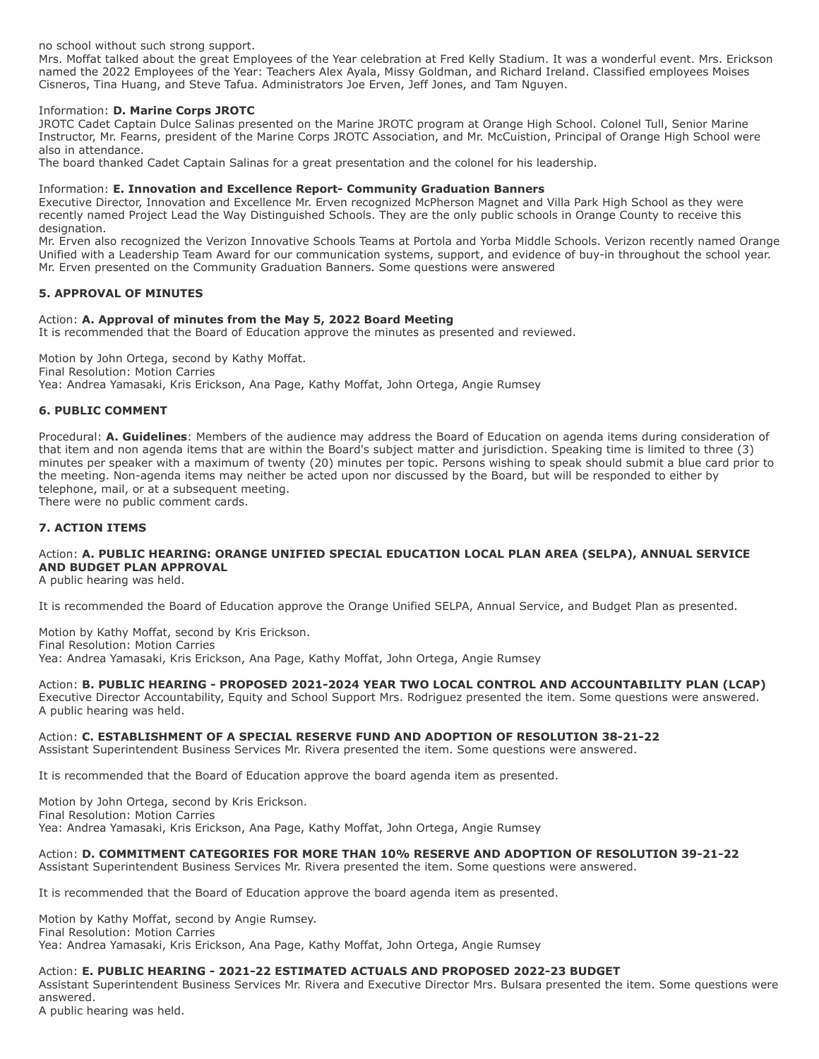no school without such strong support.

Mrs. Moffat talked about the great Employees of the Year celebration at Fred Kelly Stadium. It was a wonderful event. Mrs. Erickson named the 2022 Employees of the Year: Teachers Alex Ayala, Missy Goldman, and Richard Ireland. Classified employees Moises Cisneros, Tina Huang, and Steve Tafua. Administrators Joe Erven, Jeff Jones, and Tam Nguyen.

Information: **D. Marine Corps JROTC**

JROTC Cadet Captain Dulce Salinas presented on the Marine JROTC program at Orange High School. Colonel Tull, Senior Marine Instructor, Mr. Fearns, president of the Marine Corps JROTC Association, and Mr. McCuistion, Principal of Orange High School were also in attendance.

The board thanked Cadet Captain Salinas for a great presentation and the colonel for his leadership.

Information: **E. Innovation and Excellence Report- Community Graduation Banners**

Executive Director, Innovation and Excellence Mr. Erven recognized McPherson Magnet and Villa Park High School as they were recently named Project Lead the Way Distinguished Schools. They are the only public schools in Orange County to receive this designation.

Mr. Erven also recognized the Verizon Innovative Schools Teams at Portola and Yorba Middle Schools. Verizon recently named Orange Unified with a Leadership Team Award for our communication systems, support, and evidence of buy-in throughout the school year.

Mr. Erven presented on the Community Graduation Banners. Some questions were answered

### 5. APPROVAL OF MINUTES

Action: **A. Approval of minutes from the May 5, 2022 Board Meeting**

It is recommended that the Board of Education approve the minutes as presented and reviewed.

Motion by John Ortega, second by Kathy Moffat.
Final Resolution: Motion Carries
Yea: Andrea Yamasaki, Kris Erickson, Ana Page, Kathy Moffat, John Ortega, Angie Rumsey

### 6. PUBLIC COMMENT

Procedural: **A. Guidelines**: Members of the audience may address the Board of Education on agenda items during consideration of that item and non agenda items that are within the Board's subject matter and jurisdiction. Speaking time is limited to three (3) minutes per speaker with a maximum of twenty (20) minutes per topic. Persons wishing to speak should submit a blue card prior to the meeting. Non-agenda items may neither be acted upon nor discussed by the Board, but will be responded to either by telephone, mail, or at a subsequent meeting.

There were no public comment cards.

### 7. ACTION ITEMS

Action: **A. PUBLIC HEARING: ORANGE UNIFIED SPECIAL EDUCATION LOCAL PLAN AREA (SELPA), ANNUAL SERVICE AND BUDGET PLAN APPROVAL**

A public hearing was held.

It is recommended the Board of Education approve the Orange Unified SELPA, Annual Service, and Budget Plan as presented.

Motion by Kathy Moffat, second by Kris Erickson.
Final Resolution: Motion Carries
Yea: Andrea Yamasaki, Kris Erickson, Ana Page, Kathy Moffat, John Ortega, Angie Rumsey

Action: **B. PUBLIC HEARING - PROPOSED 2021-2024 YEAR TWO LOCAL CONTROL AND ACCOUNTABILITY PLAN (LCAP)**

Executive Director Accountability, Equity and School Support Mrs. Rodriguez presented the item. Some questions were answered.
A public hearing was held.

Action: **C. ESTABLISHMENT OF A SPECIAL RESERVE FUND AND ADOPTION OF RESOLUTION 38-21-22**

Assistant Superintendent Business Services Mr. Rivera presented the item. Some questions were answered.

It is recommended that the Board of Education approve the board agenda item as presented.

Motion by John Ortega, second by Kris Erickson.
Final Resolution: Motion Carries
Yea: Andrea Yamasaki, Kris Erickson, Ana Page, Kathy Moffat, John Ortega, Angie Rumsey

Action: **D. COMMITMENT CATEGORIES FOR MORE THAN 10% RESERVE AND ADOPTION OF RESOLUTION 39-21-22**

Assistant Superintendent Business Services Mr. Rivera presented the item. Some questions were answered.

It is recommended that the Board of Education approve the board agenda item as presented.

Motion by Kathy Moffat, second by Angie Rumsey.
Final Resolution: Motion Carries
Yea: Andrea Yamasaki, Kris Erickson, Ana Page, Kathy Moffat, John Ortega, Angie Rumsey

Action: **E. PUBLIC HEARING - 2021-22 ESTIMATED ACTUALS AND PROPOSED 2022-23 BUDGET**

Assistant Superintendent Business Services Mr. Rivera and Executive Director Mrs. Bulsara presented the item. Some questions were answered.
A public hearing was held.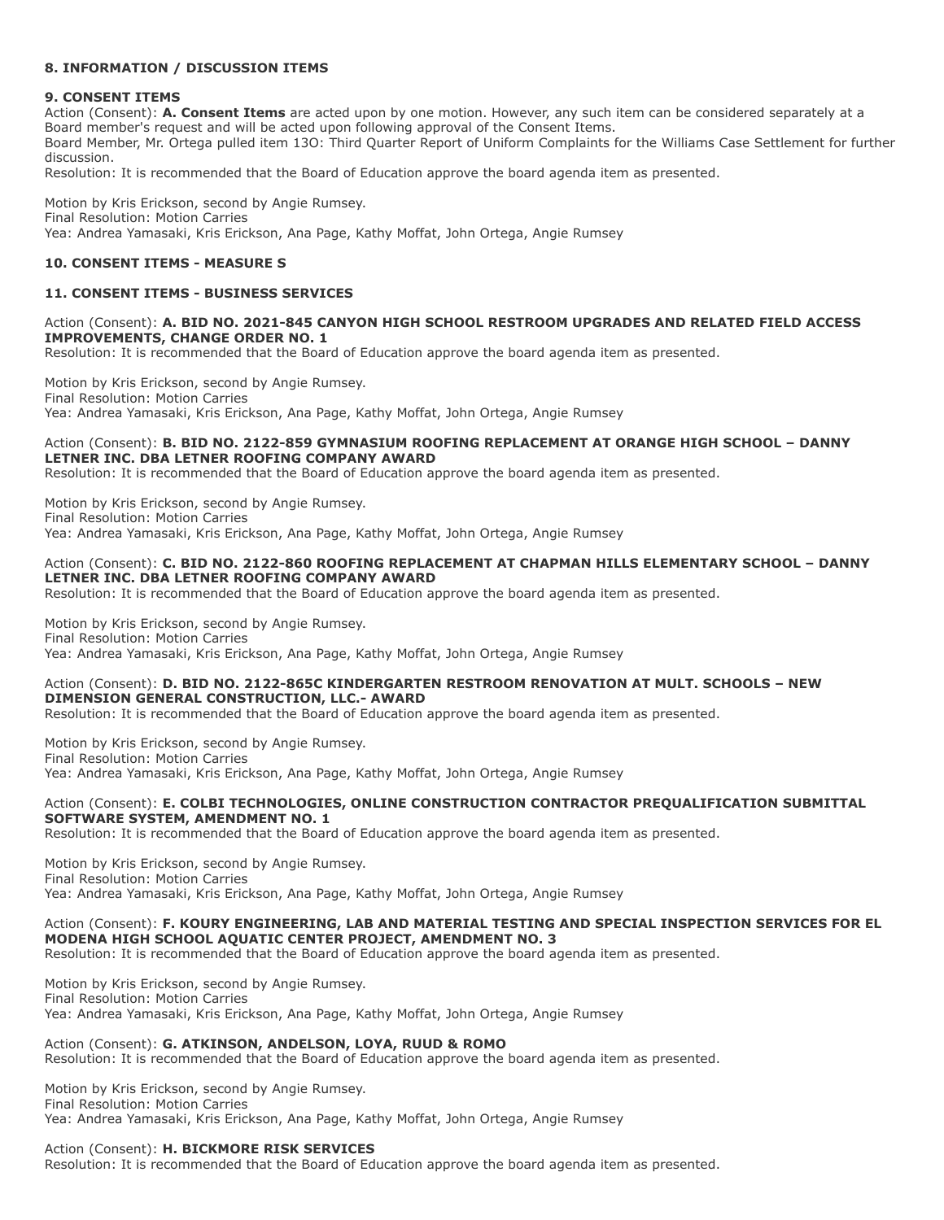### 8. INFORMATION / DISCUSSION ITEMS

### 9. CONSENT ITEMS

Action (Consent): **A. Consent Items** are acted upon by one motion. However, any such item can be considered separately at a Board member's request and will be acted upon following approval of the Consent Items.
Board Member, Mr. Ortega pulled item 13O: Third Quarter Report of Uniform Complaints for the Williams Case Settlement for further discussion.
Resolution: It is recommended that the Board of Education approve the board agenda item as presented.

Motion by Kris Erickson, second by Angie Rumsey.
Final Resolution: Motion Carries
Yea: Andrea Yamasaki, Kris Erickson, Ana Page, Kathy Moffat, John Ortega, Angie Rumsey

### 10. CONSENT ITEMS - MEASURE S

### 11. CONSENT ITEMS - BUSINESS SERVICES

Action (Consent): **A. BID NO. 2021-845 CANYON HIGH SCHOOL RESTROOM UPGRADES AND RELATED FIELD ACCESS IMPROVEMENTS, CHANGE ORDER NO. 1**
Resolution: It is recommended that the Board of Education approve the board agenda item as presented.

Motion by Kris Erickson, second by Angie Rumsey.
Final Resolution: Motion Carries
Yea: Andrea Yamasaki, Kris Erickson, Ana Page, Kathy Moffat, John Ortega, Angie Rumsey

Action (Consent): **B. BID NO. 2122-859 GYMNASIUM ROOFING REPLACEMENT AT ORANGE HIGH SCHOOL – DANNY LETNER INC. DBA LETNER ROOFING COMPANY AWARD**
Resolution: It is recommended that the Board of Education approve the board agenda item as presented.

Motion by Kris Erickson, second by Angie Rumsey.
Final Resolution: Motion Carries
Yea: Andrea Yamasaki, Kris Erickson, Ana Page, Kathy Moffat, John Ortega, Angie Rumsey

Action (Consent): **C. BID NO. 2122-860 ROOFING REPLACEMENT AT CHAPMAN HILLS ELEMENTARY SCHOOL – DANNY LETNER INC. DBA LETNER ROOFING COMPANY AWARD**
Resolution: It is recommended that the Board of Education approve the board agenda item as presented.

Motion by Kris Erickson, second by Angie Rumsey.
Final Resolution: Motion Carries
Yea: Andrea Yamasaki, Kris Erickson, Ana Page, Kathy Moffat, John Ortega, Angie Rumsey

Action (Consent): **D. BID NO. 2122-865C KINDERGARTEN RESTROOM RENOVATION AT MULT. SCHOOLS – NEW DIMENSION GENERAL CONSTRUCTION, LLC.- AWARD**
Resolution: It is recommended that the Board of Education approve the board agenda item as presented.

Motion by Kris Erickson, second by Angie Rumsey.
Final Resolution: Motion Carries
Yea: Andrea Yamasaki, Kris Erickson, Ana Page, Kathy Moffat, John Ortega, Angie Rumsey

Action (Consent): **E. COLBI TECHNOLOGIES, ONLINE CONSTRUCTION CONTRACTOR PREQUALIFICATION SUBMITTAL SOFTWARE SYSTEM, AMENDMENT NO. 1**
Resolution: It is recommended that the Board of Education approve the board agenda item as presented.

Motion by Kris Erickson, second by Angie Rumsey.
Final Resolution: Motion Carries
Yea: Andrea Yamasaki, Kris Erickson, Ana Page, Kathy Moffat, John Ortega, Angie Rumsey

Action (Consent): **F. KOURY ENGINEERING, LAB AND MATERIAL TESTING AND SPECIAL INSPECTION SERVICES FOR EL MODENA HIGH SCHOOL AQUATIC CENTER PROJECT, AMENDMENT NO. 3**
Resolution: It is recommended that the Board of Education approve the board agenda item as presented.

Motion by Kris Erickson, second by Angie Rumsey.
Final Resolution: Motion Carries
Yea: Andrea Yamasaki, Kris Erickson, Ana Page, Kathy Moffat, John Ortega, Angie Rumsey

Action (Consent): **G. ATKINSON, ANDELSON, LOYA, RUUD & ROMO**
Resolution: It is recommended that the Board of Education approve the board agenda item as presented.

Motion by Kris Erickson, second by Angie Rumsey.
Final Resolution: Motion Carries
Yea: Andrea Yamasaki, Kris Erickson, Ana Page, Kathy Moffat, John Ortega, Angie Rumsey

Action (Consent): **H. BICKMORE RISK SERVICES**
Resolution: It is recommended that the Board of Education approve the board agenda item as presented.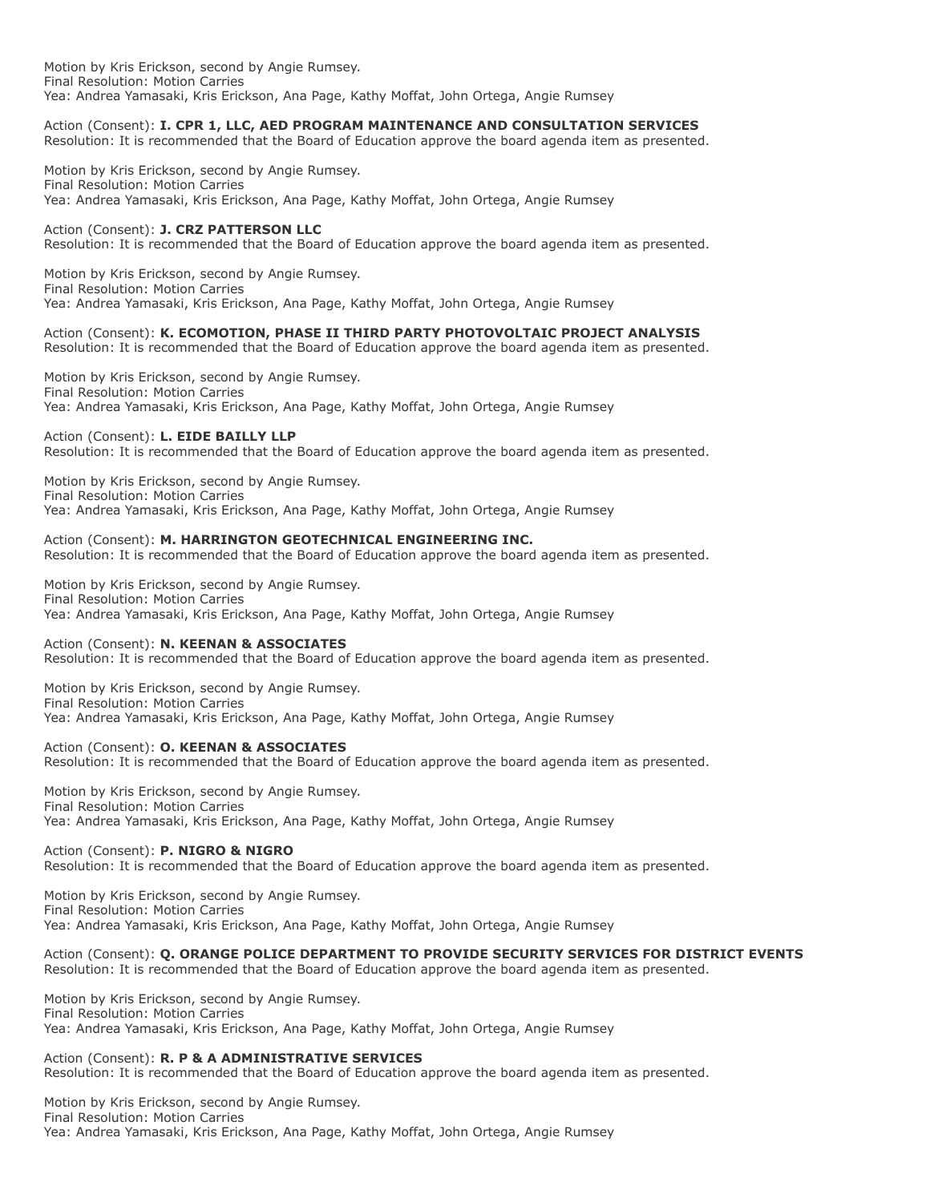Motion by Kris Erickson, second by Angie Rumsey.
Final Resolution: Motion Carries
Yea: Andrea Yamasaki, Kris Erickson, Ana Page, Kathy Moffat, John Ortega, Angie Rumsey

Action (Consent): **I. CPR 1, LLC, AED PROGRAM MAINTENANCE AND CONSULTATION SERVICES**
Resolution: It is recommended that the Board of Education approve the board agenda item as presented.

Motion by Kris Erickson, second by Angie Rumsey.
Final Resolution: Motion Carries
Yea: Andrea Yamasaki, Kris Erickson, Ana Page, Kathy Moffat, John Ortega, Angie Rumsey

Action (Consent): **J. CRZ PATTERSON LLC**
Resolution: It is recommended that the Board of Education approve the board agenda item as presented.

Motion by Kris Erickson, second by Angie Rumsey.
Final Resolution: Motion Carries
Yea: Andrea Yamasaki, Kris Erickson, Ana Page, Kathy Moffat, John Ortega, Angie Rumsey

Action (Consent): **K. ECOMOTION, PHASE II THIRD PARTY PHOTOVOLTAIC PROJECT ANALYSIS**
Resolution: It is recommended that the Board of Education approve the board agenda item as presented.

Motion by Kris Erickson, second by Angie Rumsey.
Final Resolution: Motion Carries
Yea: Andrea Yamasaki, Kris Erickson, Ana Page, Kathy Moffat, John Ortega, Angie Rumsey

Action (Consent): **L. EIDE BAILLY LLP**
Resolution: It is recommended that the Board of Education approve the board agenda item as presented.

Motion by Kris Erickson, second by Angie Rumsey.
Final Resolution: Motion Carries
Yea: Andrea Yamasaki, Kris Erickson, Ana Page, Kathy Moffat, John Ortega, Angie Rumsey

Action (Consent): **M. HARRINGTON GEOTECHNICAL ENGINEERING INC.**
Resolution: It is recommended that the Board of Education approve the board agenda item as presented.

Motion by Kris Erickson, second by Angie Rumsey.
Final Resolution: Motion Carries
Yea: Andrea Yamasaki, Kris Erickson, Ana Page, Kathy Moffat, John Ortega, Angie Rumsey

Action (Consent): **N. KEENAN & ASSOCIATES**
Resolution: It is recommended that the Board of Education approve the board agenda item as presented.

Motion by Kris Erickson, second by Angie Rumsey.
Final Resolution: Motion Carries
Yea: Andrea Yamasaki, Kris Erickson, Ana Page, Kathy Moffat, John Ortega, Angie Rumsey

Action (Consent): **O. KEENAN & ASSOCIATES**
Resolution: It is recommended that the Board of Education approve the board agenda item as presented.

Motion by Kris Erickson, second by Angie Rumsey.
Final Resolution: Motion Carries
Yea: Andrea Yamasaki, Kris Erickson, Ana Page, Kathy Moffat, John Ortega, Angie Rumsey

Action (Consent): **P. NIGRO & NIGRO**
Resolution: It is recommended that the Board of Education approve the board agenda item as presented.

Motion by Kris Erickson, second by Angie Rumsey.
Final Resolution: Motion Carries
Yea: Andrea Yamasaki, Kris Erickson, Ana Page, Kathy Moffat, John Ortega, Angie Rumsey

Action (Consent): **Q. ORANGE POLICE DEPARTMENT TO PROVIDE SECURITY SERVICES FOR DISTRICT EVENTS**
Resolution: It is recommended that the Board of Education approve the board agenda item as presented.

Motion by Kris Erickson, second by Angie Rumsey.
Final Resolution: Motion Carries
Yea: Andrea Yamasaki, Kris Erickson, Ana Page, Kathy Moffat, John Ortega, Angie Rumsey

Action (Consent): **R. P & A ADMINISTRATIVE SERVICES**
Resolution: It is recommended that the Board of Education approve the board agenda item as presented.

Motion by Kris Erickson, second by Angie Rumsey.
Final Resolution: Motion Carries
Yea: Andrea Yamasaki, Kris Erickson, Ana Page, Kathy Moffat, John Ortega, Angie Rumsey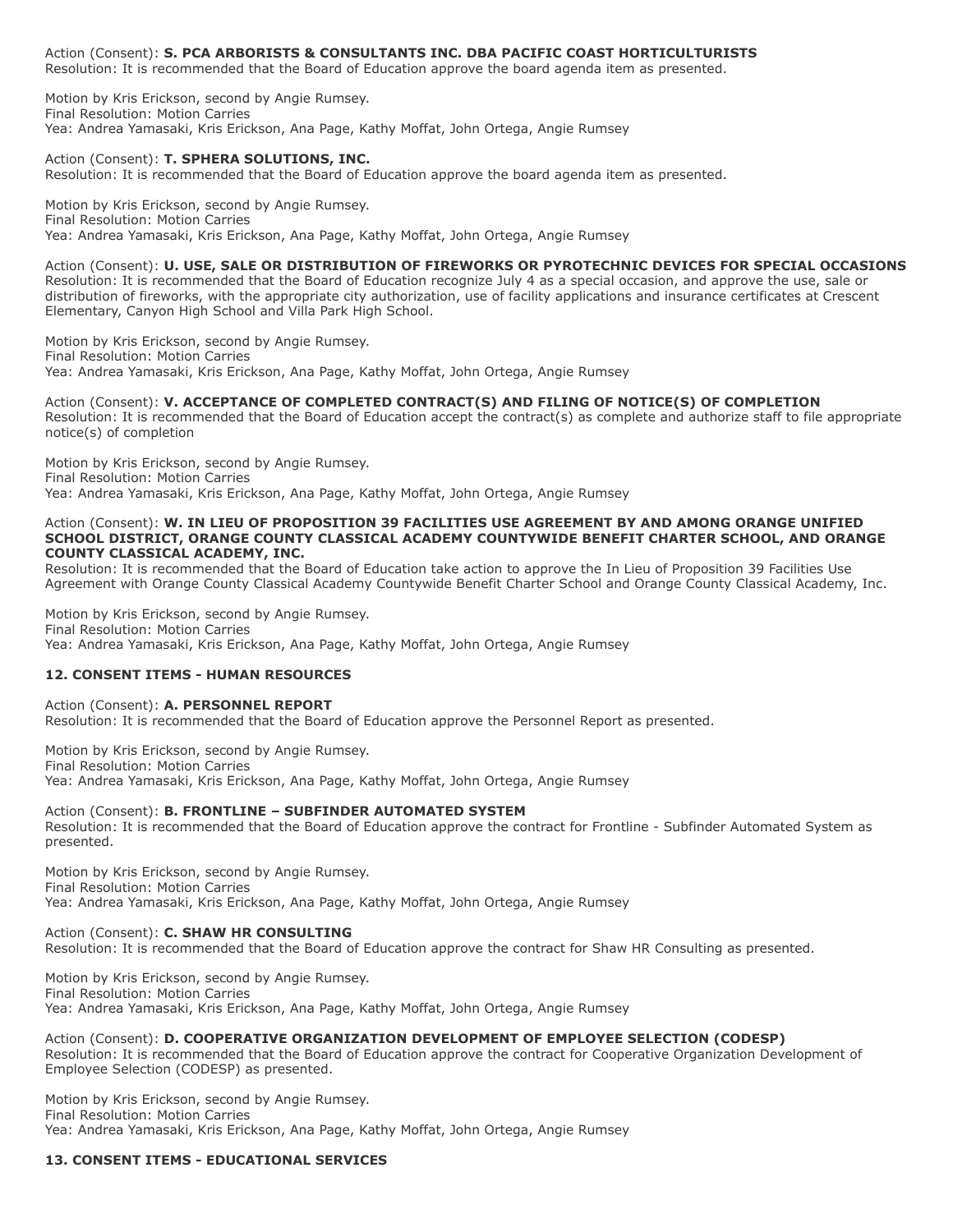Action (Consent): **S. PCA ARBORISTS & CONSULTANTS INC. DBA PACIFIC COAST HORTICULTURISTS**
Resolution: It is recommended that the Board of Education approve the board agenda item as presented.

Motion by Kris Erickson, second by Angie Rumsey.
Final Resolution: Motion Carries
Yea: Andrea Yamasaki, Kris Erickson, Ana Page, Kathy Moffat, John Ortega, Angie Rumsey

Action (Consent): **T. SPHERA SOLUTIONS, INC.**
Resolution: It is recommended that the Board of Education approve the board agenda item as presented.

Motion by Kris Erickson, second by Angie Rumsey.
Final Resolution: Motion Carries
Yea: Andrea Yamasaki, Kris Erickson, Ana Page, Kathy Moffat, John Ortega, Angie Rumsey

Action (Consent): **U. USE, SALE OR DISTRIBUTION OF FIREWORKS OR PYROTECHNIC DEVICES FOR SPECIAL OCCASIONS**
Resolution: It is recommended that the Board of Education recognize July 4 as a special occasion, and approve the use, sale or distribution of fireworks, with the appropriate city authorization, use of facility applications and insurance certificates at Crescent Elementary, Canyon High School and Villa Park High School.

Motion by Kris Erickson, second by Angie Rumsey.
Final Resolution: Motion Carries
Yea: Andrea Yamasaki, Kris Erickson, Ana Page, Kathy Moffat, John Ortega, Angie Rumsey

Action (Consent): **V. ACCEPTANCE OF COMPLETED CONTRACT(S) AND FILING OF NOTICE(S) OF COMPLETION**
Resolution: It is recommended that the Board of Education accept the contract(s) as complete and authorize staff to file appropriate notice(s) of completion

Motion by Kris Erickson, second by Angie Rumsey.
Final Resolution: Motion Carries
Yea: Andrea Yamasaki, Kris Erickson, Ana Page, Kathy Moffat, John Ortega, Angie Rumsey

Action (Consent): **W. IN LIEU OF PROPOSITION 39 FACILITIES USE AGREEMENT BY AND AMONG ORANGE UNIFIED SCHOOL DISTRICT, ORANGE COUNTY CLASSICAL ACADEMY COUNTYWIDE BENEFIT CHARTER SCHOOL, AND ORANGE COUNTY CLASSICAL ACADEMY, INC.**
Resolution: It is recommended that the Board of Education take action to approve the In Lieu of Proposition 39 Facilities Use Agreement with Orange County Classical Academy Countywide Benefit Charter School and Orange County Classical Academy, Inc.

Motion by Kris Erickson, second by Angie Rumsey.
Final Resolution: Motion Carries
Yea: Andrea Yamasaki, Kris Erickson, Ana Page, Kathy Moffat, John Ortega, Angie Rumsey

**12. CONSENT ITEMS - HUMAN RESOURCES**

Action (Consent): **A. PERSONNEL REPORT**
Resolution: It is recommended that the Board of Education approve the Personnel Report as presented.

Motion by Kris Erickson, second by Angie Rumsey.
Final Resolution: Motion Carries
Yea: Andrea Yamasaki, Kris Erickson, Ana Page, Kathy Moffat, John Ortega, Angie Rumsey

Action (Consent): **B. FRONTLINE – SUBFINDER AUTOMATED SYSTEM**
Resolution: It is recommended that the Board of Education approve the contract for Frontline - Subfinder Automated System as presented.

Motion by Kris Erickson, second by Angie Rumsey.
Final Resolution: Motion Carries
Yea: Andrea Yamasaki, Kris Erickson, Ana Page, Kathy Moffat, John Ortega, Angie Rumsey

Action (Consent): **C. SHAW HR CONSULTING**
Resolution: It is recommended that the Board of Education approve the contract for Shaw HR Consulting as presented.

Motion by Kris Erickson, second by Angie Rumsey.
Final Resolution: Motion Carries
Yea: Andrea Yamasaki, Kris Erickson, Ana Page, Kathy Moffat, John Ortega, Angie Rumsey

Action (Consent): **D. COOPERATIVE ORGANIZATION DEVELOPMENT OF EMPLOYEE SELECTION (CODESP)**
Resolution: It is recommended that the Board of Education approve the contract for Cooperative Organization Development of Employee Selection (CODESP) as presented.

Motion by Kris Erickson, second by Angie Rumsey.
Final Resolution: Motion Carries
Yea: Andrea Yamasaki, Kris Erickson, Ana Page, Kathy Moffat, John Ortega, Angie Rumsey

**13. CONSENT ITEMS - EDUCATIONAL SERVICES**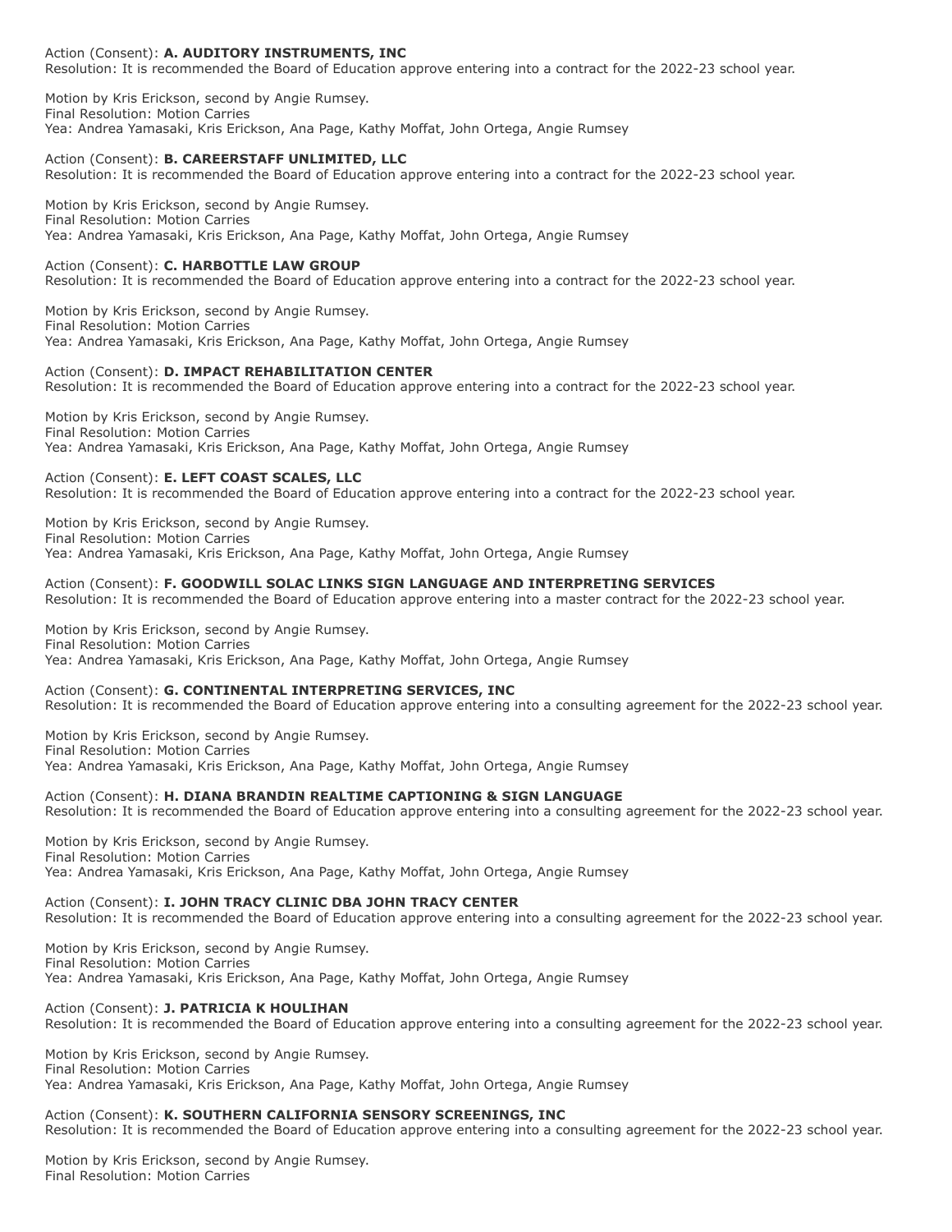Action (Consent): **A. AUDITORY INSTRUMENTS, INC**
Resolution: It is recommended the Board of Education approve entering into a contract for the 2022-23 school year.

Motion by Kris Erickson, second by Angie Rumsey.
Final Resolution: Motion Carries
Yea: Andrea Yamasaki, Kris Erickson, Ana Page, Kathy Moffat, John Ortega, Angie Rumsey

Action (Consent): **B. CAREERSTAFF UNLIMITED, LLC**
Resolution: It is recommended the Board of Education approve entering into a contract for the 2022-23 school year.

Motion by Kris Erickson, second by Angie Rumsey.
Final Resolution: Motion Carries
Yea: Andrea Yamasaki, Kris Erickson, Ana Page, Kathy Moffat, John Ortega, Angie Rumsey

Action (Consent): **C. HARBOTTLE LAW GROUP**
Resolution: It is recommended the Board of Education approve entering into a contract for the 2022-23 school year.

Motion by Kris Erickson, second by Angie Rumsey.
Final Resolution: Motion Carries
Yea: Andrea Yamasaki, Kris Erickson, Ana Page, Kathy Moffat, John Ortega, Angie Rumsey

Action (Consent): **D. IMPACT REHABILITATION CENTER**
Resolution: It is recommended the Board of Education approve entering into a contract for the 2022-23 school year.

Motion by Kris Erickson, second by Angie Rumsey.
Final Resolution: Motion Carries
Yea: Andrea Yamasaki, Kris Erickson, Ana Page, Kathy Moffat, John Ortega, Angie Rumsey

Action (Consent): **E. LEFT COAST SCALES, LLC**
Resolution: It is recommended the Board of Education approve entering into a contract for the 2022-23 school year.

Motion by Kris Erickson, second by Angie Rumsey.
Final Resolution: Motion Carries
Yea: Andrea Yamasaki, Kris Erickson, Ana Page, Kathy Moffat, John Ortega, Angie Rumsey

Action (Consent): **F. GOODWILL SOLAC LINKS SIGN LANGUAGE AND INTERPRETING SERVICES**
Resolution: It is recommended the Board of Education approve entering into a master contract for the 2022-23 school year.

Motion by Kris Erickson, second by Angie Rumsey.
Final Resolution: Motion Carries
Yea: Andrea Yamasaki, Kris Erickson, Ana Page, Kathy Moffat, John Ortega, Angie Rumsey

Action (Consent): **G. CONTINENTAL INTERPRETING SERVICES, INC**
Resolution: It is recommended the Board of Education approve entering into a consulting agreement for the 2022-23 school year.

Motion by Kris Erickson, second by Angie Rumsey.
Final Resolution: Motion Carries
Yea: Andrea Yamasaki, Kris Erickson, Ana Page, Kathy Moffat, John Ortega, Angie Rumsey

Action (Consent): **H. DIANA BRANDIN REALTIME CAPTIONING & SIGN LANGUAGE**
Resolution: It is recommended the Board of Education approve entering into a consulting agreement for the 2022-23 school year.

Motion by Kris Erickson, second by Angie Rumsey.
Final Resolution: Motion Carries
Yea: Andrea Yamasaki, Kris Erickson, Ana Page, Kathy Moffat, John Ortega, Angie Rumsey

Action (Consent): **I. JOHN TRACY CLINIC DBA JOHN TRACY CENTER**
Resolution: It is recommended the Board of Education approve entering into a consulting agreement for the 2022-23 school year.

Motion by Kris Erickson, second by Angie Rumsey.
Final Resolution: Motion Carries
Yea: Andrea Yamasaki, Kris Erickson, Ana Page, Kathy Moffat, John Ortega, Angie Rumsey

Action (Consent): **J. PATRICIA K HOULIHAN**
Resolution: It is recommended the Board of Education approve entering into a consulting agreement for the 2022-23 school year.

Motion by Kris Erickson, second by Angie Rumsey.
Final Resolution: Motion Carries
Yea: Andrea Yamasaki, Kris Erickson, Ana Page, Kathy Moffat, John Ortega, Angie Rumsey

Action (Consent): **K. SOUTHERN CALIFORNIA SENSORY SCREENINGS, INC**
Resolution: It is recommended the Board of Education approve entering into a consulting agreement for the 2022-23 school year.

Motion by Kris Erickson, second by Angie Rumsey.
Final Resolution: Motion Carries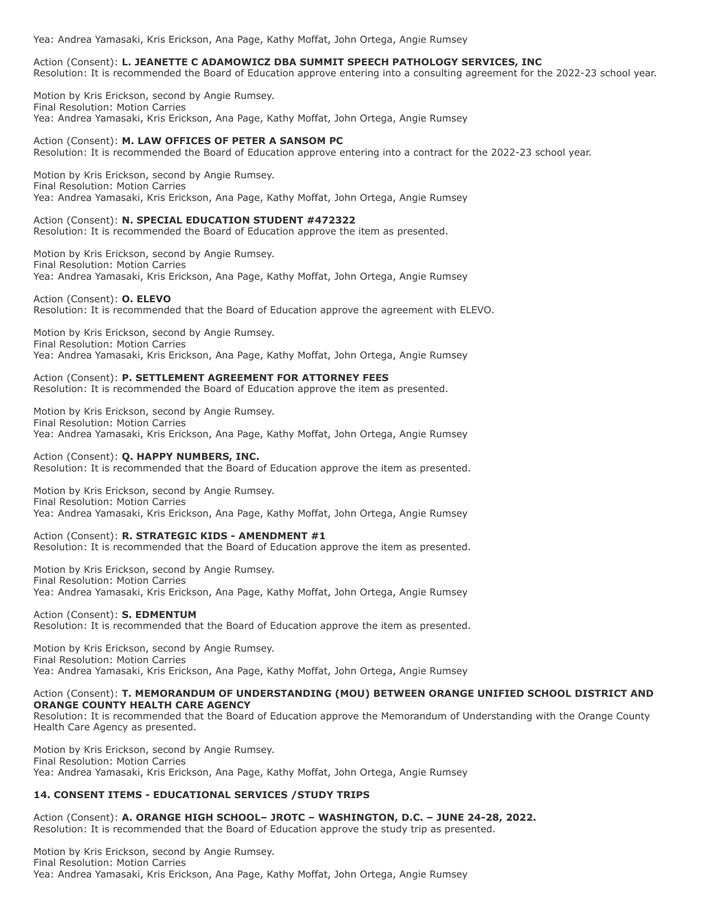Yea: Andrea Yamasaki, Kris Erickson, Ana Page, Kathy Moffat, John Ortega, Angie Rumsey

Action (Consent): **L. JEANETTE C ADAMOWICZ DBA SUMMIT SPEECH PATHOLOGY SERVICES, INC**
Resolution: It is recommended the Board of Education approve entering into a consulting agreement for the 2022-23 school year.

Motion by Kris Erickson, second by Angie Rumsey.
Final Resolution: Motion Carries
Yea: Andrea Yamasaki, Kris Erickson, Ana Page, Kathy Moffat, John Ortega, Angie Rumsey

Action (Consent): **M. LAW OFFICES OF PETER A SANSOM PC**
Resolution: It is recommended the Board of Education approve entering into a contract for the 2022-23 school year.

Motion by Kris Erickson, second by Angie Rumsey.
Final Resolution: Motion Carries
Yea: Andrea Yamasaki, Kris Erickson, Ana Page, Kathy Moffat, John Ortega, Angie Rumsey

Action (Consent): **N. SPECIAL EDUCATION STUDENT #472322**
Resolution: It is recommended the Board of Education approve the item as presented.

Motion by Kris Erickson, second by Angie Rumsey.
Final Resolution: Motion Carries
Yea: Andrea Yamasaki, Kris Erickson, Ana Page, Kathy Moffat, John Ortega, Angie Rumsey

Action (Consent): **O. ELEVO**
Resolution: It is recommended that the Board of Education approve the agreement with ELEVO.

Motion by Kris Erickson, second by Angie Rumsey.
Final Resolution: Motion Carries
Yea: Andrea Yamasaki, Kris Erickson, Ana Page, Kathy Moffat, John Ortega, Angie Rumsey

Action (Consent): **P. SETTLEMENT AGREEMENT FOR ATTORNEY FEES**
Resolution: It is recommended the Board of Education approve the item as presented.

Motion by Kris Erickson, second by Angie Rumsey.
Final Resolution: Motion Carries
Yea: Andrea Yamasaki, Kris Erickson, Ana Page, Kathy Moffat, John Ortega, Angie Rumsey

Action (Consent): **Q. HAPPY NUMBERS, INC.**
Resolution: It is recommended that the Board of Education approve the item as presented.

Motion by Kris Erickson, second by Angie Rumsey.
Final Resolution: Motion Carries
Yea: Andrea Yamasaki, Kris Erickson, Ana Page, Kathy Moffat, John Ortega, Angie Rumsey

Action (Consent): **R. STRATEGIC KIDS - AMENDMENT #1**
Resolution: It is recommended that the Board of Education approve the item as presented.

Motion by Kris Erickson, second by Angie Rumsey.
Final Resolution: Motion Carries
Yea: Andrea Yamasaki, Kris Erickson, Ana Page, Kathy Moffat, John Ortega, Angie Rumsey

Action (Consent): **S. EDMENTUM**
Resolution: It is recommended that the Board of Education approve the item as presented.

Motion by Kris Erickson, second by Angie Rumsey.
Final Resolution: Motion Carries
Yea: Andrea Yamasaki, Kris Erickson, Ana Page, Kathy Moffat, John Ortega, Angie Rumsey

Action (Consent): **T. MEMORANDUM OF UNDERSTANDING (MOU) BETWEEN ORANGE UNIFIED SCHOOL DISTRICT AND ORANGE COUNTY HEALTH CARE AGENCY**
Resolution: It is recommended that the Board of Education approve the Memorandum of Understanding with the Orange County Health Care Agency as presented.

Motion by Kris Erickson, second by Angie Rumsey.
Final Resolution: Motion Carries
Yea: Andrea Yamasaki, Kris Erickson, Ana Page, Kathy Moffat, John Ortega, Angie Rumsey

**14. CONSENT ITEMS - EDUCATIONAL SERVICES /STUDY TRIPS**

Action (Consent): **A. ORANGE HIGH SCHOOL– JROTC – WASHINGTON, D.C. – JUNE 24-28, 2022.**
Resolution: It is recommended that the Board of Education approve the study trip as presented.

Motion by Kris Erickson, second by Angie Rumsey.
Final Resolution: Motion Carries
Yea: Andrea Yamasaki, Kris Erickson, Ana Page, Kathy Moffat, John Ortega, Angie Rumsey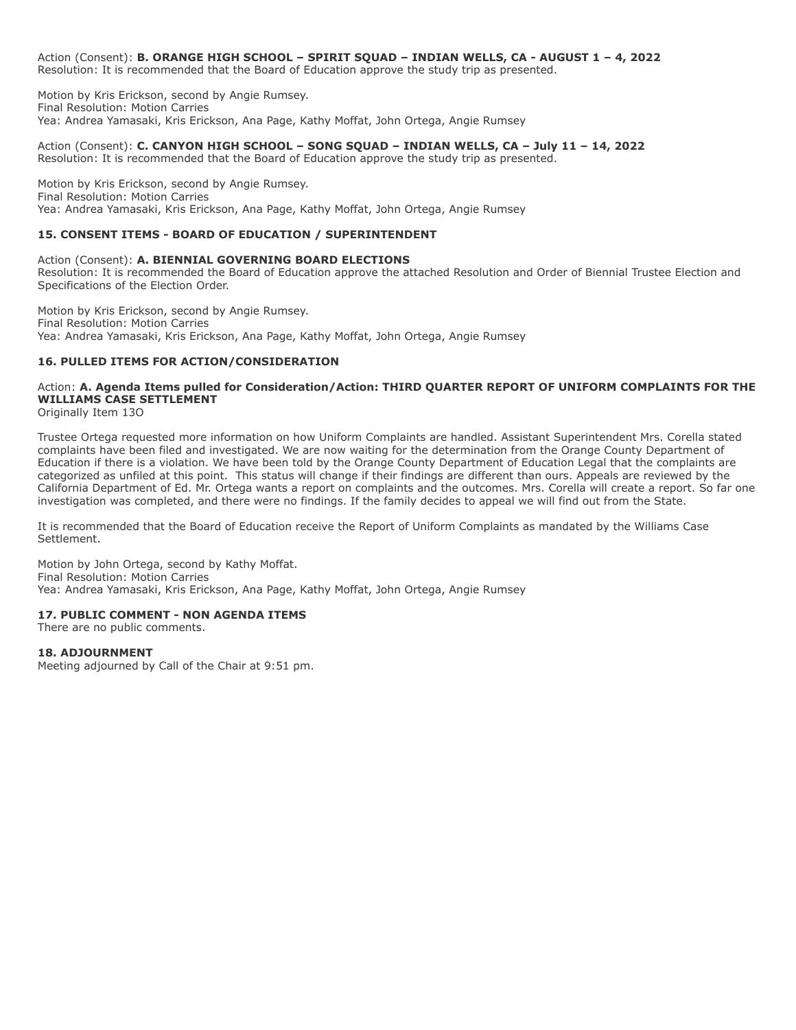Action (Consent): **B. ORANGE HIGH SCHOOL – SPIRIT SQUAD – INDIAN WELLS, CA - AUGUST 1 – 4, 2022**
Resolution: It is recommended that the Board of Education approve the study trip as presented.

Motion by Kris Erickson, second by Angie Rumsey.
Final Resolution: Motion Carries
Yea: Andrea Yamasaki, Kris Erickson, Ana Page, Kathy Moffat, John Ortega, Angie Rumsey

Action (Consent): **C. CANYON HIGH SCHOOL – SONG SQUAD – INDIAN WELLS, CA – July 11 – 14, 2022**
Resolution: It is recommended that the Board of Education approve the study trip as presented.

Motion by Kris Erickson, second by Angie Rumsey.
Final Resolution: Motion Carries
Yea: Andrea Yamasaki, Kris Erickson, Ana Page, Kathy Moffat, John Ortega, Angie Rumsey

### 15. CONSENT ITEMS - BOARD OF EDUCATION / SUPERINTENDENT

Action (Consent): **A. BIENNIAL GOVERNING BOARD ELECTIONS**
Resolution: It is recommended the Board of Education approve the attached Resolution and Order of Biennial Trustee Election and Specifications of the Election Order.

Motion by Kris Erickson, second by Angie Rumsey.
Final Resolution: Motion Carries
Yea: Andrea Yamasaki, Kris Erickson, Ana Page, Kathy Moffat, John Ortega, Angie Rumsey

### 16. PULLED ITEMS FOR ACTION/CONSIDERATION

Action: **A. Agenda Items pulled for Consideration/Action: THIRD QUARTER REPORT OF UNIFORM COMPLAINTS FOR THE WILLIAMS CASE SETTLEMENT**
Originally Item 13O

Trustee Ortega requested more information on how Uniform Complaints are handled. Assistant Superintendent Mrs. Corella stated complaints have been filed and investigated. We are now waiting for the determination from the Orange County Department of Education if there is a violation. We have been told by the Orange County Department of Education Legal that the complaints are categorized as unfiled at this point. This status will change if their findings are different than ours. Appeals are reviewed by the California Department of Ed. Mr. Ortega wants a report on complaints and the outcomes. Mrs. Corella will create a report. So far one investigation was completed, and there were no findings. If the family decides to appeal we will find out from the State.

It is recommended that the Board of Education receive the Report of Uniform Complaints as mandated by the Williams Case Settlement.

Motion by John Ortega, second by Kathy Moffat.
Final Resolution: Motion Carries
Yea: Andrea Yamasaki, Kris Erickson, Ana Page, Kathy Moffat, John Ortega, Angie Rumsey

### 17. PUBLIC COMMENT - NON AGENDA ITEMS

There are no public comments.

### 18. ADJOURNMENT

Meeting adjourned by Call of the Chair at 9:51 pm.